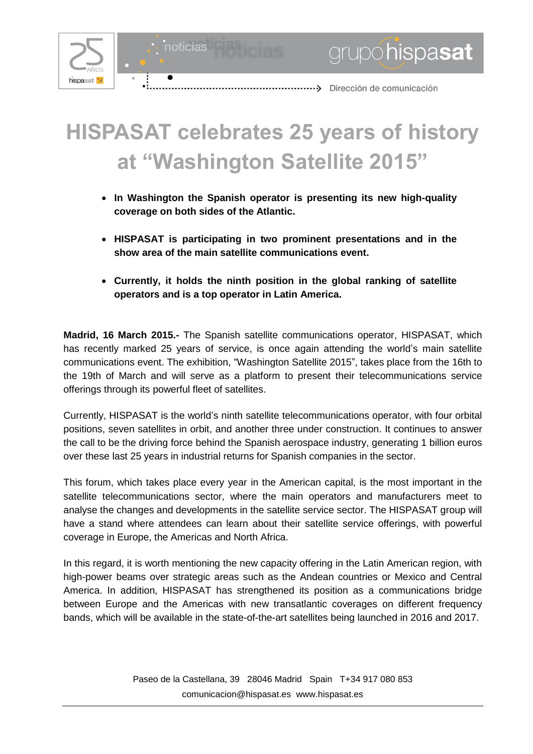# HISPASAT celebrates 25 years of history at "Washington Satellite 2015"

- **In Washington the Spanish operator is presenting its new high-quality coverage on both sides of the Atlantic.**
- **HISPASAT is participating in two prominent presentations and in the show area of the main satellite communications event.**
- **Currently, it holds the ninth position in the global ranking of satellite operators and is a top operator in Latin America.**

**Madrid, 16 March 2015.-** The Spanish satellite communications operator, HISPASAT, which has recently marked 25 years of service, is once again attending the world's main satellite communications event. The exhibition, "Washington Satellite 2015", takes place from the 16th to the 19th of March and will serve as a platform to present their telecommunications service offerings through its powerful fleet of satellites.

Currently, HISPASAT is the world's ninth satellite telecommunications operator, with four orbital positions, seven satellites in orbit, and another three under construction. It continues to answer the call to be the driving force behind the Spanish aerospace industry, generating 1 billion euros over these last 25 years in industrial returns for Spanish companies in the sector.

This forum, which takes place every year in the American capital, is the most important in the satellite telecommunications sector, where the main operators and manufacturers meet to analyse the changes and developments in the satellite service sector. The HISPASAT group will have a stand where attendees can learn about their satellite service offerings, with powerful coverage in Europe, the Americas and North Africa.

In this regard, it is worth mentioning the new capacity offering in the Latin American region, with high-power beams over strategic areas such as the Andean countries or Mexico and Central America. In addition, HISPASAT has strengthened its position as a communications bridge between Europe and the Americas with new transatlantic coverages on different frequency bands, which will be available in the state-of-the-art satellites being launched in 2016 and 2017.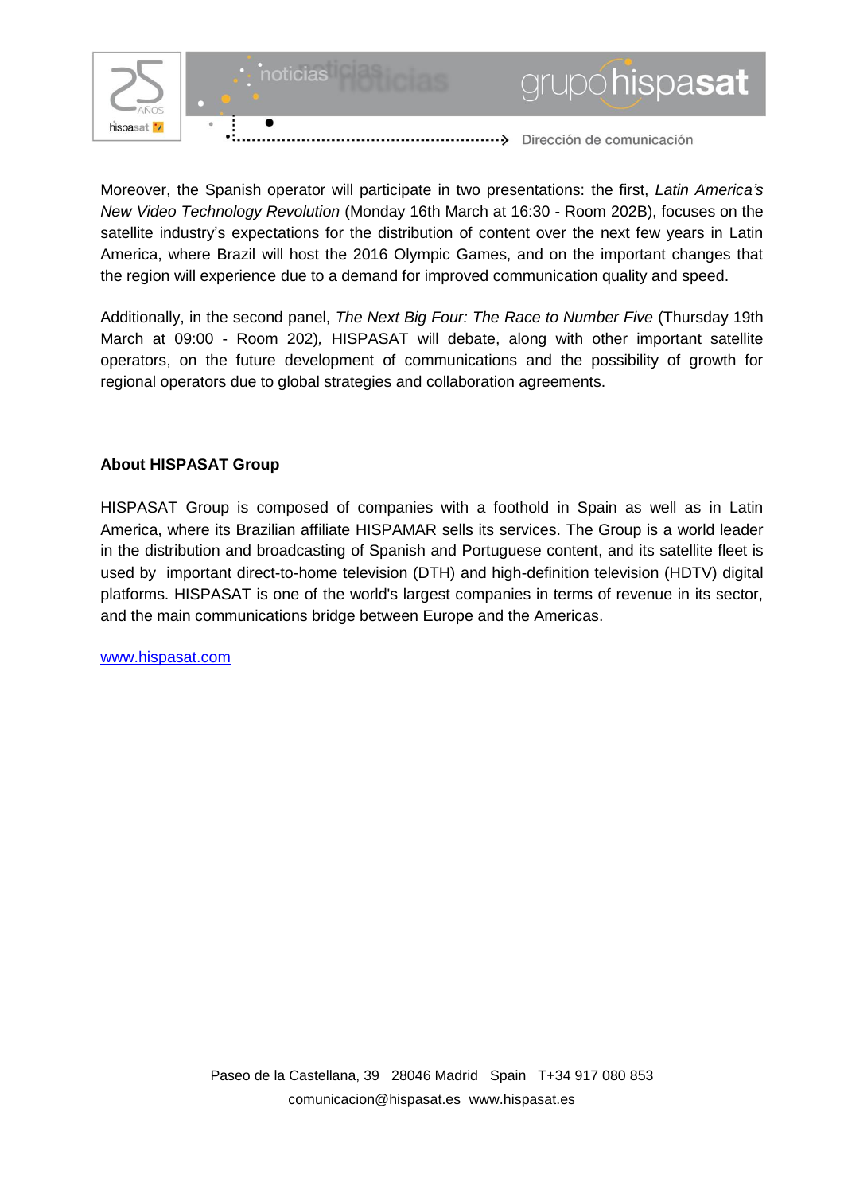Moreover, the Spanish operator will participate in two presentations: the first, *Latin America's New Video Technology Revolution* (Monday 16th March at 16:30 - Room 202B), focuses on the satellite industry's expectations for the distribution of content over the next few years in Latin America, where Brazil will host the 2016 Olympic Games, and on the important changes that the region will experience due to a demand for improved communication quality and speed.

Additionally, in the second panel, *The Next Big Four: The Race to Number Five* (Thursday 19th March at 09:00 - Room 202)*,* HISPASAT will debate, along with other important satellite operators, on the future development of communications and the possibility of growth for regional operators due to global strategies and collaboration agreements.

**About HISPASAT Group**

HISPASAT Group is composed of companies with a foothold in Spain as well as in Latin America, where its Brazilian affiliate HISPAMAR sells its services. The Group is a world leader in the distribution and broadcasting of Spanish and Portuguese content, and its satellite fleet is used by important direct-to-home television (DTH) and high-definition television (HDTV) digital platforms. HISPASAT is one of the world's largest companies in terms of revenue in its sector, and the main communications bridge between Europe and the Americas.

www.hispasat.com